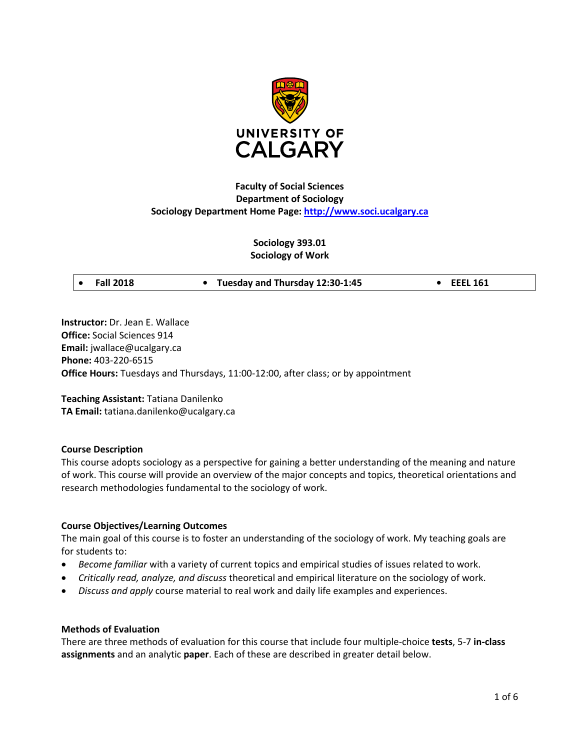**Faculty of Social Sciences**
**Department of Sociology**
**Sociology Department Home Page: [http://www.soci.ucalgary.ca](http://www.soci.ucalgary.ca)**

**Sociology 393.01**
**Sociology of Work**

| • Fall 2018 | • Tuesday and Thursday 12:30-1:45 | • EEEL 161 |
|---|---|---|

**Instructor:** Dr. Jean E. Wallace
**Office:** Social Sciences 914
**Email:** jwallace@ucalgary.ca
**Phone:** 403-220-6515
**Office Hours:** Tuesdays and Thursdays, 11:00-12:00, after class; or by appointment

**Teaching Assistant:** Tatiana Danilenko
**TA Email:** tatiana.danilenko@ucalgary.ca

## Course Description

This course adopts sociology as a perspective for gaining a better understanding of the meaning and nature of work. This course will provide an overview of the major concepts and topics, theoretical orientations and research methodologies fundamental to the sociology of work.

## Course Objectives/Learning Outcomes

The main goal of this course is to foster an understanding of the sociology of work. My teaching goals are for students to:

- *Become familiar* with a variety of current topics and empirical studies of issues related to work.
- *Critically read, analyze, and discuss* theoretical and empirical literature on the sociology of work.
- *Discuss and apply* course material to real work and daily life examples and experiences.

## Methods of Evaluation

There are three methods of evaluation for this course that include four multiple-choice **tests**, 5-7 **in-class assignments** and an analytic **paper**. Each of these are described in greater detail below.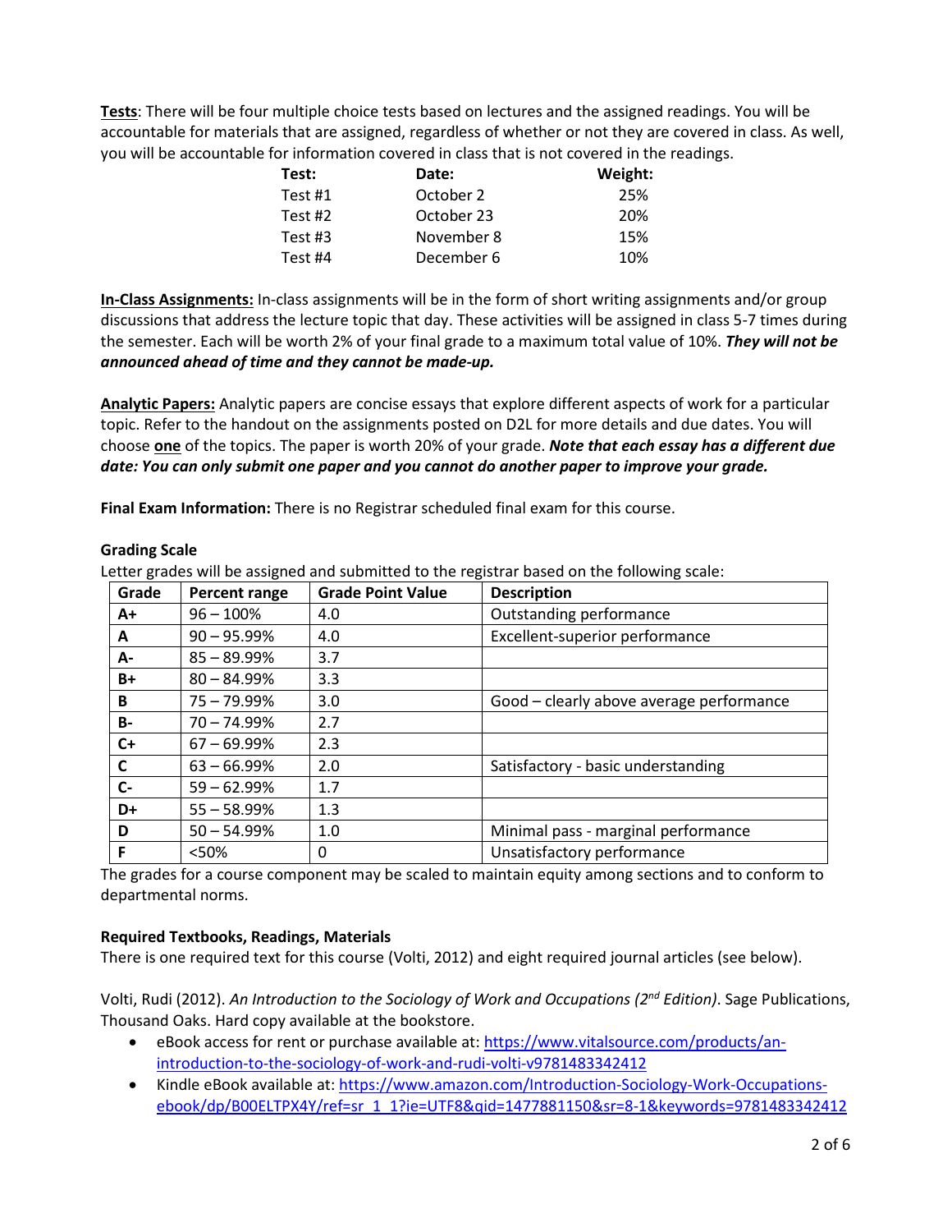**<u>Tests</u>**: There will be four multiple choice tests based on lectures and the assigned readings. You will be accountable for materials that are assigned, regardless of whether or not they are covered in class. As well, you will be accountable for information covered in class that is not covered in the readings.

| **Test:** | **Date:** | **Weight:** |
|---|---|---|
| Test #1 | October 2 | 25% |
| Test #2 | October 23 | 20% |
| Test #3 | November 8 | 15% |
| Test #4 | December 6 | 10% |

**<u>In-Class Assignments:</u>** In-class assignments will be in the form of short writing assignments and/or group discussions that address the lecture topic that day. These activities will be assigned in class 5-7 times during the semester. Each will be worth 2% of your final grade to a maximum total value of 10%. ***They will not be announced ahead of time and they cannot be made-up.***

**<u>Analytic Papers:</u>** Analytic papers are concise essays that explore different aspects of work for a particular topic. Refer to the handout on the assignments posted on D2L for more details and due dates. You will choose **<u>one</u>** of the topics. The paper is worth 20% of your grade. ***Note that each essay has a different due date: You can only submit one paper and you cannot do another paper to improve your grade.***

**Final Exam Information:** There is no Registrar scheduled final exam for this course.

**Grading Scale**

Letter grades will be assigned and submitted to the registrar based on the following scale:

| Grade | Percent range | Grade Point Value | Description |
|---|---|---|---|
| **A+** | 96 – 100% | 4.0 | Outstanding performance |
| **A** | 90 – 95.99% | 4.0 | Excellent-superior performance |
| **A-** | 85 – 89.99% | 3.7 | |
| **B+** | 80 – 84.99% | 3.3 | |
| **B** | 75 – 79.99% | 3.0 | Good – clearly above average performance |
| **B-** | 70 – 74.99% | 2.7 | |
| **C+** | 67 – 69.99% | 2.3 | |
| **C** | 63 – 66.99% | 2.0 | Satisfactory - basic understanding |
| **C-** | 59 – 62.99% | 1.7 | |
| **D+** | 55 – 58.99% | 1.3 | |
| **D** | 50 – 54.99% | 1.0 | Minimal pass - marginal performance |
| **F** | <50% | 0 | Unsatisfactory performance |

The grades for a course component may be scaled to maintain equity among sections and to conform to departmental norms.

**Required Textbooks, Readings, Materials**

There is one required text for this course (Volti, 2012) and eight required journal articles (see below).

Volti, Rudi (2012). *An Introduction to the Sociology of Work and Occupations (2nd Edition)*. Sage Publications, Thousand Oaks. Hard copy available at the bookstore.

- eBook access for rent or purchase available at: https://www.vitalsource.com/products/an-introduction-to-the-sociology-of-work-and-rudi-volti-v9781483342412
- Kindle eBook available at: https://www.amazon.com/Introduction-Sociology-Work-Occupations-ebook/dp/B00ELTPX4Y/ref=sr_1_1?ie=UTF8&qid=1477881150&sr=8-1&keywords=9781483342412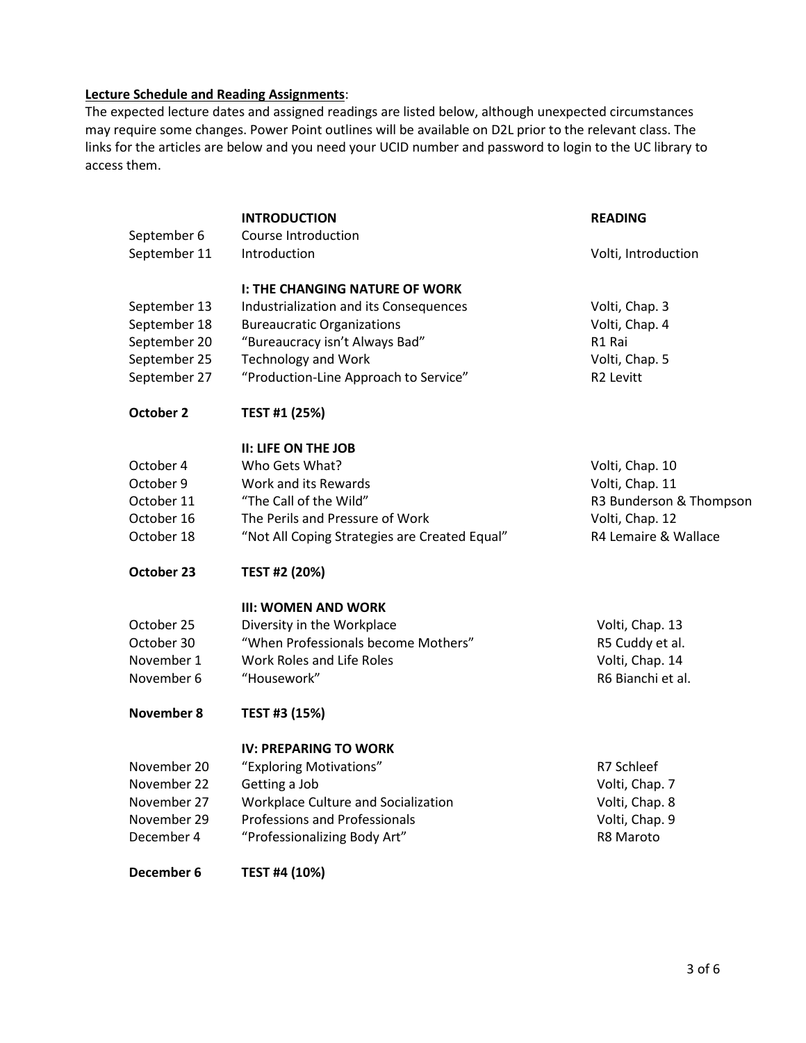**Lecture Schedule and Reading Assignments**:

The expected lecture dates and assigned readings are listed below, although unexpected circumstances may require some changes. Power Point outlines will be available on D2L prior to the relevant class. The links for the articles are below and you need your UCID number and password to login to the UC library to access them.

| | **INTRODUCTION** | **READING** |
|---|---|---|
| September 6 | Course Introduction | |
| September 11 | Introduction | Volti, Introduction |
| | **I: THE CHANGING NATURE OF WORK** | |
| September 13 | Industrialization and its Consequences | Volti, Chap. 3 |
| September 18 | Bureaucratic Organizations | Volti, Chap. 4 |
| September 20 | "Bureaucracy isn't Always Bad" | R1 Rai |
| September 25 | Technology and Work | Volti, Chap. 5 |
| September 27 | "Production-Line Approach to Service" | R2 Levitt |
| **October 2** | **TEST #1 (25%)** | |
| | **II: LIFE ON THE JOB** | |
| October 4 | Who Gets What? | Volti, Chap. 10 |
| October 9 | Work and its Rewards | Volti, Chap. 11 |
| October 11 | "The Call of the Wild" | R3 Bunderson & Thompson |
| October 16 | The Perils and Pressure of Work | Volti, Chap. 12 |
| October 18 | "Not All Coping Strategies are Created Equal" | R4 Lemaire & Wallace |
| **October 23** | **TEST #2 (20%)** | |
| | **III: WOMEN AND WORK** | |
| October 25 | Diversity in the Workplace | Volti, Chap. 13 |
| October 30 | "When Professionals become Mothers" | R5 Cuddy et al. |
| November 1 | Work Roles and Life Roles | Volti, Chap. 14 |
| November 6 | "Housework" | R6 Bianchi et al. |
| **November 8** | **TEST #3 (15%)** | |
| | **IV: PREPARING TO WORK** | |
| November 20 | "Exploring Motivations" | R7 Schleef |
| November 22 | Getting a Job | Volti, Chap. 7 |
| November 27 | Workplace Culture and Socialization | Volti, Chap. 8 |
| November 29 | Professions and Professionals | Volti, Chap. 9 |
| December 4 | "Professionalizing Body Art" | R8 Maroto |
| **December 6** | **TEST #4 (10%)** | |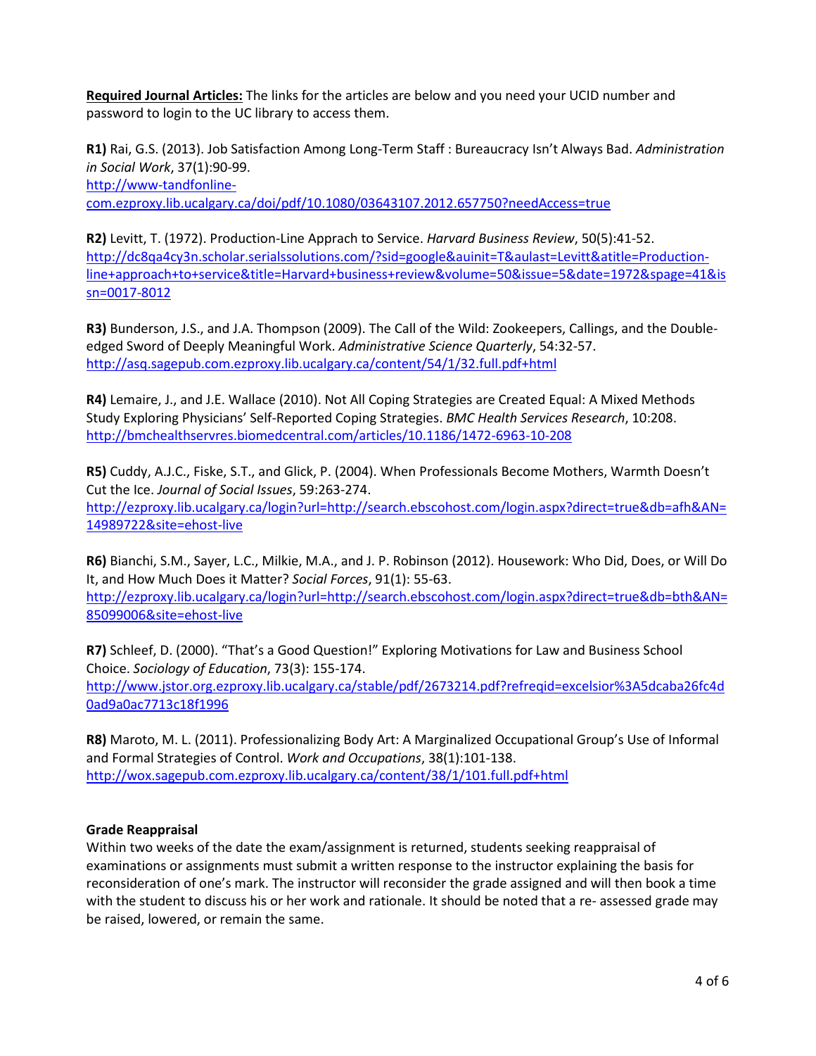**<u>Required Journal Articles:</u>** The links for the articles are below and you need your UCID number and password to login to the UC library to access them.

**R1)** Rai, G.S. (2013). Job Satisfaction Among Long-Term Staff : Bureaucracy Isn't Always Bad. *Administration in Social Work*, 37(1):90-99.
http://www-tandfonline-com.ezproxy.lib.ucalgary.ca/doi/pdf/10.1080/03643107.2012.657750?needAccess=true

**R2)** Levitt, T. (1972). Production-Line Apprach to Service. *Harvard Business Review*, 50(5):41-52.
http://dc8qa4cy3n.scholar.serialssolutions.com/?sid=google&auinit=T&aulast=Levitt&atitle=Production-line+approach+to+service&title=Harvard+business+review&volume=50&issue=5&date=1972&spage=41&issn=0017-8012

**R3)** Bunderson, J.S., and J.A. Thompson (2009). The Call of the Wild: Zookeepers, Callings, and the Double-edged Sword of Deeply Meaningful Work. *Administrative Science Quarterly*, 54:32-57.
http://asq.sagepub.com.ezproxy.lib.ucalgary.ca/content/54/1/32.full.pdf+html

**R4)** Lemaire, J., and J.E. Wallace (2010). Not All Coping Strategies are Created Equal: A Mixed Methods Study Exploring Physicians' Self-Reported Coping Strategies. *BMC Health Services Research*, 10:208.
http://bmchealthservres.biomedcentral.com/articles/10.1186/1472-6963-10-208

**R5)** Cuddy, A.J.C., Fiske, S.T., and Glick, P. (2004). When Professionals Become Mothers, Warmth Doesn't Cut the Ice. *Journal of Social Issues*, 59:263-274.
http://ezproxy.lib.ucalgary.ca/login?url=http://search.ebscohost.com/login.aspx?direct=true&db=afh&AN=14989722&site=ehost-live

**R6)** Bianchi, S.M., Sayer, L.C., Milkie, M.A., and J. P. Robinson (2012). Housework: Who Did, Does, or Will Do It, and How Much Does it Matter? *Social Forces*, 91(1): 55-63.
http://ezproxy.lib.ucalgary.ca/login?url=http://search.ebscohost.com/login.aspx?direct=true&db=bth&AN=85099006&site=ehost-live

**R7)** Schleef, D. (2000). "That's a Good Question!" Exploring Motivations for Law and Business School Choice. *Sociology of Education*, 73(3): 155-174.
http://www.jstor.org.ezproxy.lib.ucalgary.ca/stable/pdf/2673214.pdf?refreqid=excelsior%3A5dcaba26fc4d0ad9a0ac7713c18f1996

**R8)** Maroto, M. L. (2011). Professionalizing Body Art: A Marginalized Occupational Group's Use of Informal and Formal Strategies of Control. *Work and Occupations*, 38(1):101-138.
http://wox.sagepub.com.ezproxy.lib.ucalgary.ca/content/38/1/101.full.pdf+html

**Grade Reappraisal**

Within two weeks of the date the exam/assignment is returned, students seeking reappraisal of examinations or assignments must submit a written response to the instructor explaining the basis for reconsideration of one's mark. The instructor will reconsider the grade assigned and will then book a time with the student to discuss his or her work and rationale. It should be noted that a re- assessed grade may be raised, lowered, or remain the same.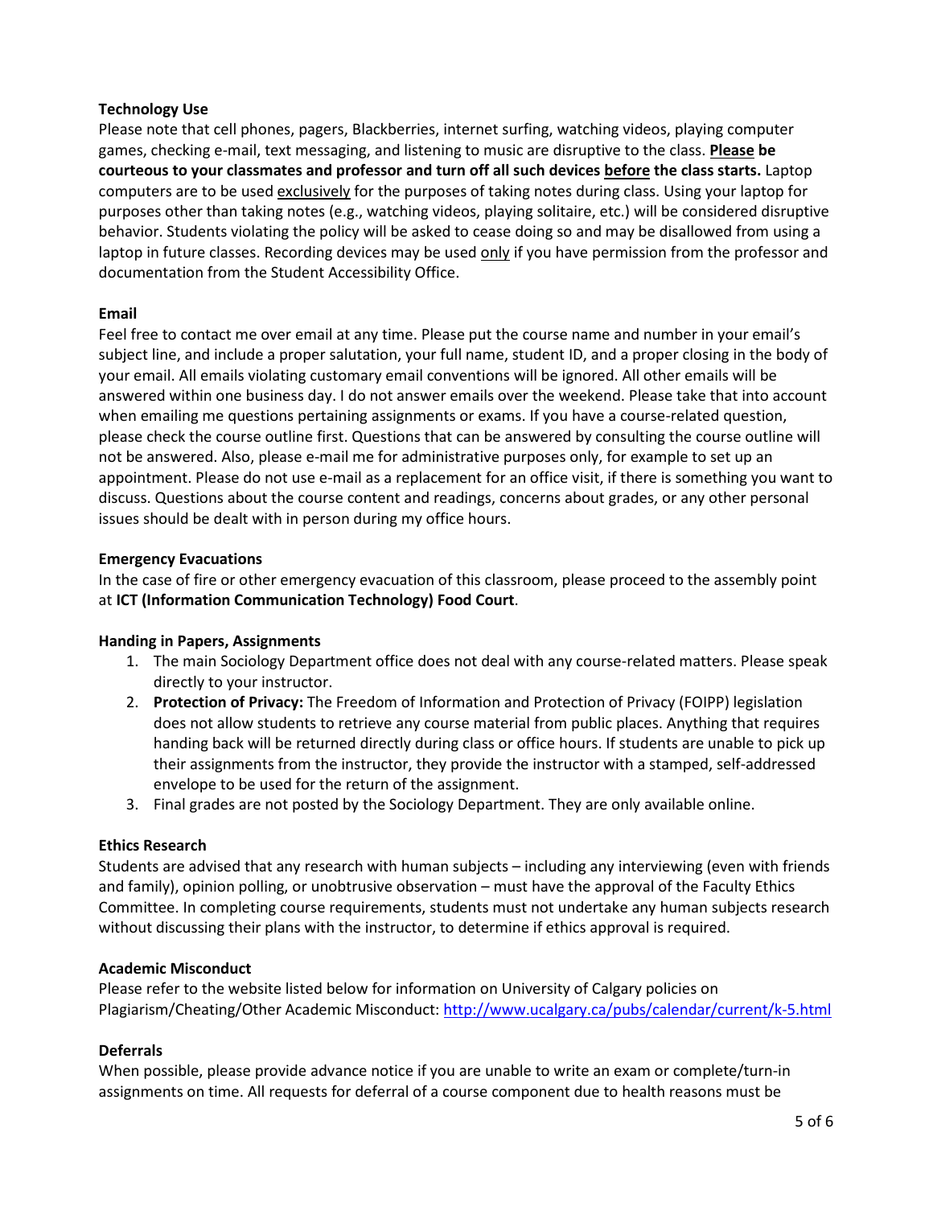**Technology Use**

Please note that cell phones, pagers, Blackberries, internet surfing, watching videos, playing computer games, checking e-mail, text messaging, and listening to music are disruptive to the class. **Please be courteous to your classmates and professor and turn off all such devices before the class starts.** Laptop computers are to be used exclusively for the purposes of taking notes during class. Using your laptop for purposes other than taking notes (e.g., watching videos, playing solitaire, etc.) will be considered disruptive behavior. Students violating the policy will be asked to cease doing so and may be disallowed from using a laptop in future classes. Recording devices may be used only if you have permission from the professor and documentation from the Student Accessibility Office.

**Email**

Feel free to contact me over email at any time. Please put the course name and number in your email's subject line, and include a proper salutation, your full name, student ID, and a proper closing in the body of your email. All emails violating customary email conventions will be ignored. All other emails will be answered within one business day. I do not answer emails over the weekend. Please take that into account when emailing me questions pertaining assignments or exams. If you have a course-related question, please check the course outline first. Questions that can be answered by consulting the course outline will not be answered. Also, please e-mail me for administrative purposes only, for example to set up an appointment. Please do not use e-mail as a replacement for an office visit, if there is something you want to discuss. Questions about the course content and readings, concerns about grades, or any other personal issues should be dealt with in person during my office hours.

**Emergency Evacuations**

In the case of fire or other emergency evacuation of this classroom, please proceed to the assembly point at **ICT (Information Communication Technology) Food Court**.

**Handing in Papers, Assignments**

1. The main Sociology Department office does not deal with any course-related matters. Please speak directly to your instructor.
2. **Protection of Privacy:** The Freedom of Information and Protection of Privacy (FOIPP) legislation does not allow students to retrieve any course material from public places. Anything that requires handing back will be returned directly during class or office hours. If students are unable to pick up their assignments from the instructor, they provide the instructor with a stamped, self-addressed envelope to be used for the return of the assignment.
3. Final grades are not posted by the Sociology Department. They are only available online.

**Ethics Research**

Students are advised that any research with human subjects – including any interviewing (even with friends and family), opinion polling, or unobtrusive observation – must have the approval of the Faculty Ethics Committee. In completing course requirements, students must not undertake any human subjects research without discussing their plans with the instructor, to determine if ethics approval is required.

**Academic Misconduct**

Please refer to the website listed below for information on University of Calgary policies on Plagiarism/Cheating/Other Academic Misconduct: http://www.ucalgary.ca/pubs/calendar/current/k-5.html

**Deferrals**

When possible, please provide advance notice if you are unable to write an exam or complete/turn-in assignments on time. All requests for deferral of a course component due to health reasons must be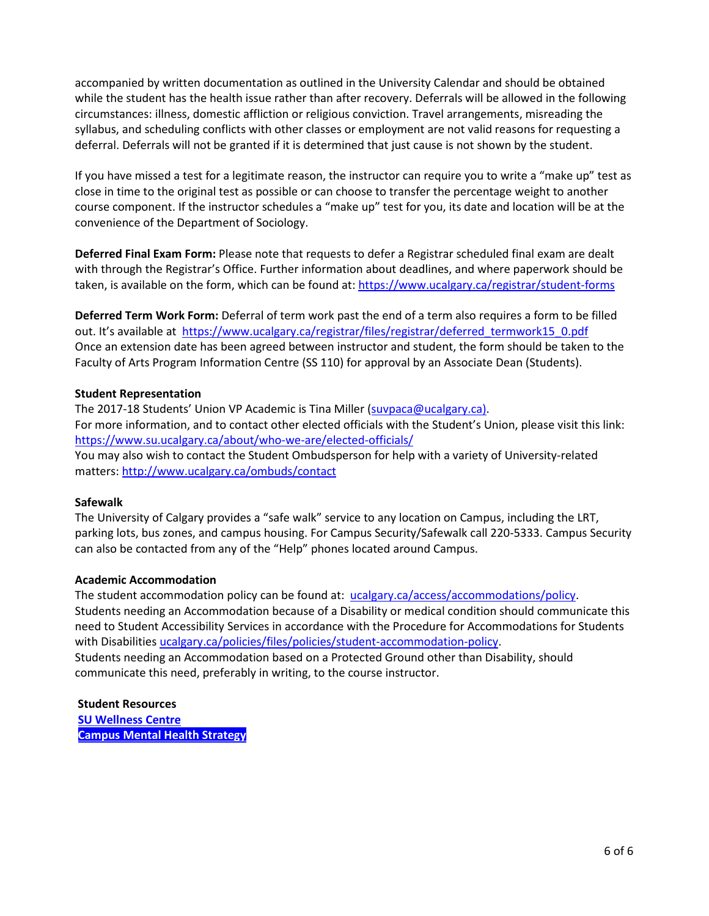accompanied by written documentation as outlined in the University Calendar and should be obtained while the student has the health issue rather than after recovery. Deferrals will be allowed in the following circumstances: illness, domestic affliction or religious conviction. Travel arrangements, misreading the syllabus, and scheduling conflicts with other classes or employment are not valid reasons for requesting a deferral. Deferrals will not be granted if it is determined that just cause is not shown by the student.

If you have missed a test for a legitimate reason, the instructor can require you to write a "make up" test as close in time to the original test as possible or can choose to transfer the percentage weight to another course component. If the instructor schedules a "make up" test for you, its date and location will be at the convenience of the Department of Sociology.

**Deferred Final Exam Form:** Please note that requests to defer a Registrar scheduled final exam are dealt with through the Registrar's Office. Further information about deadlines, and where paperwork should be taken, is available on the form, which can be found at: https://www.ucalgary.ca/registrar/student-forms

**Deferred Term Work Form:** Deferral of term work past the end of a term also requires a form to be filled out. It's available at https://www.ucalgary.ca/registrar/files/registrar/deferred_termwork15_0.pdf
Once an extension date has been agreed between instructor and student, the form should be taken to the Faculty of Arts Program Information Centre (SS 110) for approval by an Associate Dean (Students).

**Student Representation**

The 2017-18 Students' Union VP Academic is Tina Miller (suvpaca@ucalgary.ca).
For more information, and to contact other elected officials with the Student's Union, please visit this link: https://www.su.ucalgary.ca/about/who-we-are/elected-officials/
You may also wish to contact the Student Ombudsperson for help with a variety of University-related matters: http://www.ucalgary.ca/ombuds/contact

**Safewalk**

The University of Calgary provides a "safe walk" service to any location on Campus, including the LRT, parking lots, bus zones, and campus housing. For Campus Security/Safewalk call 220-5333. Campus Security can also be contacted from any of the "Help" phones located around Campus.

**Academic Accommodation**

The student accommodation policy can be found at: ucalgary.ca/access/accommodations/policy.
Students needing an Accommodation because of a Disability or medical condition should communicate this need to Student Accessibility Services in accordance with the Procedure for Accommodations for Students with Disabilities ucalgary.ca/policies/files/policies/student-accommodation-policy.
Students needing an Accommodation based on a Protected Ground other than Disability, should communicate this need, preferably in writing, to the course instructor.

**Student Resources**

**SU Wellness Centre**
**Campus Mental Health Strategy**